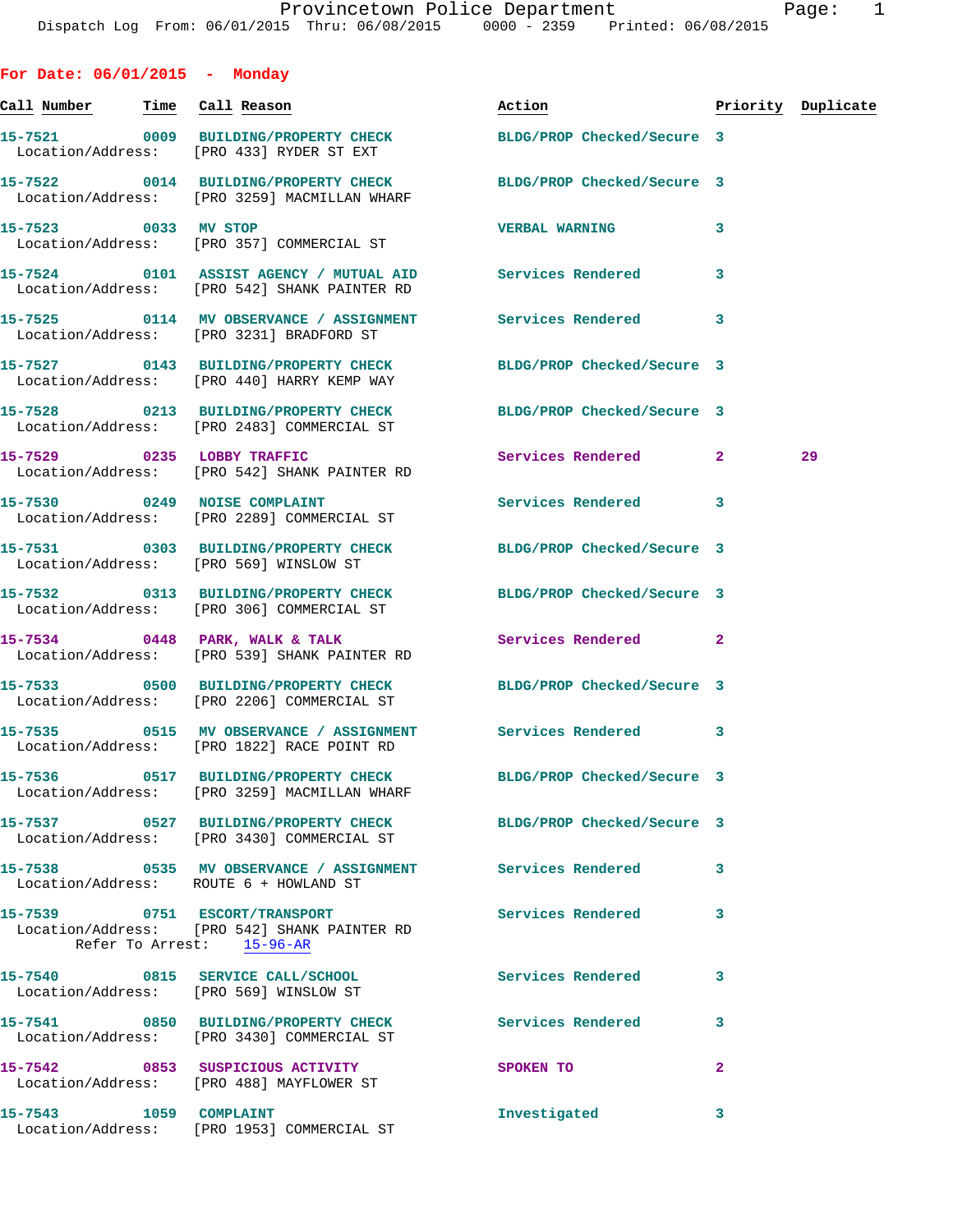Provincetown Police Department
Dispatch Log From: 06/01/2015 Thru: 06/08/2015 0000 - 2359 Printed: 06/08/2015

## For Date: 06/01/2015 - Monday

| Call Number | Time | Call Reason | Action | Priority | Duplicate |
|---|---|---|---|---|---|
| 15-7521 | 0009 | BUILDING/PROPERTY CHECK | BLDG/PROP Checked/Secure | 3 | |
| Location/Address: [PRO 433] RYDER ST EXT | | | | | |
| 15-7522 | 0014 | BUILDING/PROPERTY CHECK | BLDG/PROP Checked/Secure | 3 | |
| Location/Address: [PRO 3259] MACMILLAN WHARF | | | | | |
| 15-7523 | 0033 | MV STOP | VERBAL WARNING | 3 | |
| Location/Address: [PRO 357] COMMERCIAL ST | | | | | |
| 15-7524 | 0101 | ASSIST AGENCY / MUTUAL AID | Services Rendered | 3 | |
| Location/Address: [PRO 542] SHANK PAINTER RD | | | | | |
| 15-7525 | 0114 | MV OBSERVANCE / ASSIGNMENT | Services Rendered | 3 | |
| Location/Address: [PRO 3231] BRADFORD ST | | | | | |
| 15-7527 | 0143 | BUILDING/PROPERTY CHECK | BLDG/PROP Checked/Secure | 3 | |
| Location/Address: [PRO 440] HARRY KEMP WAY | | | | | |
| 15-7528 | 0213 | BUILDING/PROPERTY CHECK | BLDG/PROP Checked/Secure | 3 | |
| Location/Address: [PRO 2483] COMMERCIAL ST | | | | | |
| 15-7529 | 0235 | LOBBY TRAFFIC | Services Rendered | 2 | 29 |
| Location/Address: [PRO 542] SHANK PAINTER RD | | | | | |
| 15-7530 | 0249 | NOISE COMPLAINT | Services Rendered | 3 | |
| Location/Address: [PRO 2289] COMMERCIAL ST | | | | | |
| 15-7531 | 0303 | BUILDING/PROPERTY CHECK | BLDG/PROP Checked/Secure | 3 | |
| Location/Address: [PRO 569] WINSLOW ST | | | | | |
| 15-7532 | 0313 | BUILDING/PROPERTY CHECK | BLDG/PROP Checked/Secure | 3 | |
| Location/Address: [PRO 306] COMMERCIAL ST | | | | | |
| 15-7534 | 0448 | PARK, WALK & TALK | Services Rendered | 2 | |
| Location/Address: [PRO 539] SHANK PAINTER RD | | | | | |
| 15-7533 | 0500 | BUILDING/PROPERTY CHECK | BLDG/PROP Checked/Secure | 3 | |
| Location/Address: [PRO 2206] COMMERCIAL ST | | | | | |
| 15-7535 | 0515 | MV OBSERVANCE / ASSIGNMENT | Services Rendered | 3 | |
| Location/Address: [PRO 1822] RACE POINT RD | | | | | |
| 15-7536 | 0517 | BUILDING/PROPERTY CHECK | BLDG/PROP Checked/Secure | 3 | |
| Location/Address: [PRO 3259] MACMILLAN WHARF | | | | | |
| 15-7537 | 0527 | BUILDING/PROPERTY CHECK | BLDG/PROP Checked/Secure | 3 | |
| Location/Address: [PRO 3430] COMMERCIAL ST | | | | | |
| 15-7538 | 0535 | MV OBSERVANCE / ASSIGNMENT | Services Rendered | 3 | |
| Location/Address: ROUTE 6 + HOWLAND ST | | | | | |
| 15-7539 | 0751 | ESCORT/TRANSPORT | Services Rendered | 3 | |
| Location/Address: [PRO 542] SHANK PAINTER RD; Refer To Arrest: 15-96-AR | | | | | |
| 15-7540 | 0815 | SERVICE CALL/SCHOOL | Services Rendered | 3 | |
| Location/Address: [PRO 569] WINSLOW ST | | | | | |
| 15-7541 | 0850 | BUILDING/PROPERTY CHECK | Services Rendered | 3 | |
| Location/Address: [PRO 3430] COMMERCIAL ST | | | | | |
| 15-7542 | 0853 | SUSPICIOUS ACTIVITY | SPOKEN TO | 2 | |
| Location/Address: [PRO 488] MAYFLOWER ST | | | | | |
| 15-7543 | 1059 | COMPLAINT | Investigated | 3 | |
| Location/Address: [PRO 1953] COMMERCIAL ST | | | | | |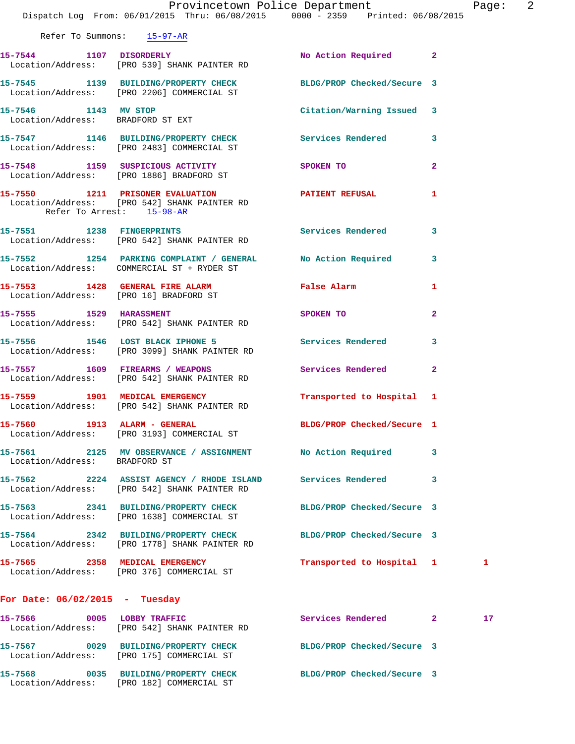Refer To Summons: 15-97-AR

| Call # | Time | Call Reason | Action | Priority | |
|---|---|---|---|---|---|
| 15-7544 | 1107 | DISORDERLY | No Action Required | 2 | |
| Location/Address: [PRO 539] SHANK PAINTER RD | | | | | |
| 15-7545 | 1139 | BUILDING/PROPERTY CHECK | BLDG/PROP Checked/Secure | 3 | |
| Location/Address: [PRO 2206] COMMERCIAL ST | | | | | |
| 15-7546 | 1143 | MV STOP | Citation/Warning Issued | 3 | |
| Location/Address: BRADFORD ST EXT | | | | | |
| 15-7547 | 1146 | BUILDING/PROPERTY CHECK | Services Rendered | 3 | |
| Location/Address: [PRO 2483] COMMERCIAL ST | | | | | |
| 15-7548 | 1159 | SUSPICIOUS ACTIVITY | SPOKEN TO | 2 | |
| Location/Address: [PRO 1886] BRADFORD ST | | | | | |
| 15-7550 | 1211 | PRISONER EVALUATION | PATIENT REFUSAL | 1 | |
| Location/Address: [PRO 542] SHANK PAINTER RD | | | | | |
| Refer To Arrest: 15-98-AR | | | | | |
| 15-7551 | 1238 | FINGERPRINTS | Services Rendered | 3 | |
| Location/Address: [PRO 542] SHANK PAINTER RD | | | | | |
| 15-7552 | 1254 | PARKING COMPLAINT / GENERAL | No Action Required | 3 | |
| Location/Address: COMMERCIAL ST + RYDER ST | | | | | |
| 15-7553 | 1428 | GENERAL FIRE ALARM | False Alarm | 1 | |
| Location/Address: [PRO 16] BRADFORD ST | | | | | |
| 15-7555 | 1529 | HARASSMENT | SPOKEN TO | 2 | |
| Location/Address: [PRO 542] SHANK PAINTER RD | | | | | |
| 15-7556 | 1546 | LOST BLACK IPHONE 5 | Services Rendered | 3 | |
| Location/Address: [PRO 3099] SHANK PAINTER RD | | | | | |
| 15-7557 | 1609 | FIREARMS / WEAPONS | Services Rendered | 2 | |
| Location/Address: [PRO 542] SHANK PAINTER RD | | | | | |
| 15-7559 | 1901 | MEDICAL EMERGENCY | Transported to Hospital | 1 | |
| Location/Address: [PRO 542] SHANK PAINTER RD | | | | | |
| 15-7560 | 1913 | ALARM - GENERAL | BLDG/PROP Checked/Secure | 1 | |
| Location/Address: [PRO 3193] COMMERCIAL ST | | | | | |
| 15-7561 | 2125 | MV OBSERVANCE / ASSIGNMENT | No Action Required | 3 | |
| Location/Address: BRADFORD ST | | | | | |
| 15-7562 | 2224 | ASSIST AGENCY / RHODE ISLAND | Services Rendered | 3 | |
| Location/Address: [PRO 542] SHANK PAINTER RD | | | | | |
| 15-7563 | 2341 | BUILDING/PROPERTY CHECK | BLDG/PROP Checked/Secure | 3 | |
| Location/Address: [PRO 1638] COMMERCIAL ST | | | | | |
| 15-7564 | 2342 | BUILDING/PROPERTY CHECK | BLDG/PROP Checked/Secure | 3 | |
| Location/Address: [PRO 1778] SHANK PAINTER RD | | | | | |
| 15-7565 | 2358 | MEDICAL EMERGENCY | Transported to Hospital | 1 | 1 |
| Location/Address: [PRO 376] COMMERCIAL ST | | | | | |

## For Date: 06/02/2015 - Tuesday

| Call # | Time | Call Reason | Action | Priority | |
|---|---|---|---|---|---|
| 15-7566 | 0005 | LOBBY TRAFFIC | Services Rendered | 2 | 17 |
| Location/Address: [PRO 542] SHANK PAINTER RD | | | | | |
| 15-7567 | 0029 | BUILDING/PROPERTY CHECK | BLDG/PROP Checked/Secure | 3 | |
| Location/Address: [PRO 175] COMMERCIAL ST | | | | | |
| 15-7568 | 0035 | BUILDING/PROPERTY CHECK | BLDG/PROP Checked/Secure | 3 | |
| Location/Address: [PRO 182] COMMERCIAL ST | | | | | |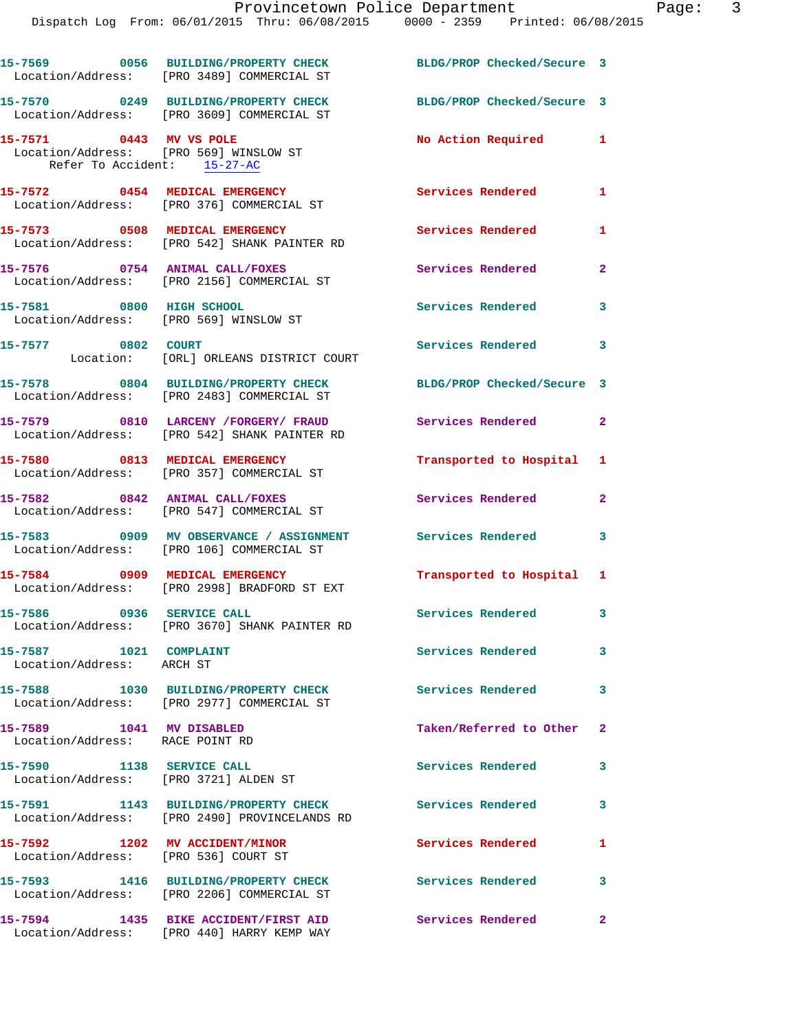15-7569 0056 BUILDING/PROPERTY CHECK BLDG/PROP Checked/Secure 3
Location/Address: [PRO 3489] COMMERCIAL ST

15-7570 0249 BUILDING/PROPERTY CHECK BLDG/PROP Checked/Secure 3
Location/Address: [PRO 3609] COMMERCIAL ST

15-7571 0443 MV VS POLE No Action Required 1
Location/Address: [PRO 569] WINSLOW ST
Refer To Accident: 15-27-AC

15-7572 0454 MEDICAL EMERGENCY Services Rendered 1
Location/Address: [PRO 376] COMMERCIAL ST

15-7573 0508 MEDICAL EMERGENCY Services Rendered 1
Location/Address: [PRO 542] SHANK PAINTER RD

15-7576 0754 ANIMAL CALL/FOXES Services Rendered 2
Location/Address: [PRO 2156] COMMERCIAL ST

15-7581 0800 HIGH SCHOOL Services Rendered 3
Location/Address: [PRO 569] WINSLOW ST

15-7577 0802 COURT Services Rendered 3
Location: [ORL] ORLEANS DISTRICT COURT

15-7578 0804 BUILDING/PROPERTY CHECK BLDG/PROP Checked/Secure 3
Location/Address: [PRO 2483] COMMERCIAL ST

15-7579 0810 LARCENY /FORGERY/ FRAUD Services Rendered 2
Location/Address: [PRO 542] SHANK PAINTER RD

15-7580 0813 MEDICAL EMERGENCY Transported to Hospital 1
Location/Address: [PRO 357] COMMERCIAL ST

15-7582 0842 ANIMAL CALL/FOXES Services Rendered 2
Location/Address: [PRO 547] COMMERCIAL ST

15-7583 0909 MV OBSERVANCE / ASSIGNMENT Services Rendered 3
Location/Address: [PRO 106] COMMERCIAL ST

15-7584 0909 MEDICAL EMERGENCY Transported to Hospital 1
Location/Address: [PRO 2998] BRADFORD ST EXT

15-7586 0936 SERVICE CALL Services Rendered 3
Location/Address: [PRO 3670] SHANK PAINTER RD

15-7587 1021 COMPLAINT Services Rendered 3
Location/Address: ARCH ST

15-7588 1030 BUILDING/PROPERTY CHECK Services Rendered 3
Location/Address: [PRO 2977] COMMERCIAL ST

15-7589 1041 MV DISABLED Taken/Referred to Other 2
Location/Address: RACE POINT RD

15-7590 1138 SERVICE CALL Services Rendered 3
Location/Address: [PRO 3721] ALDEN ST

15-7591 1143 BUILDING/PROPERTY CHECK Services Rendered 3
Location/Address: [PRO 2490] PROVINCELANDS RD

15-7592 1202 MV ACCIDENT/MINOR Services Rendered 1
Location/Address: [PRO 536] COURT ST

15-7593 1416 BUILDING/PROPERTY CHECK Services Rendered 3
Location/Address: [PRO 2206] COMMERCIAL ST

15-7594 1435 BIKE ACCIDENT/FIRST AID Services Rendered 2
Location/Address: [PRO 440] HARRY KEMP WAY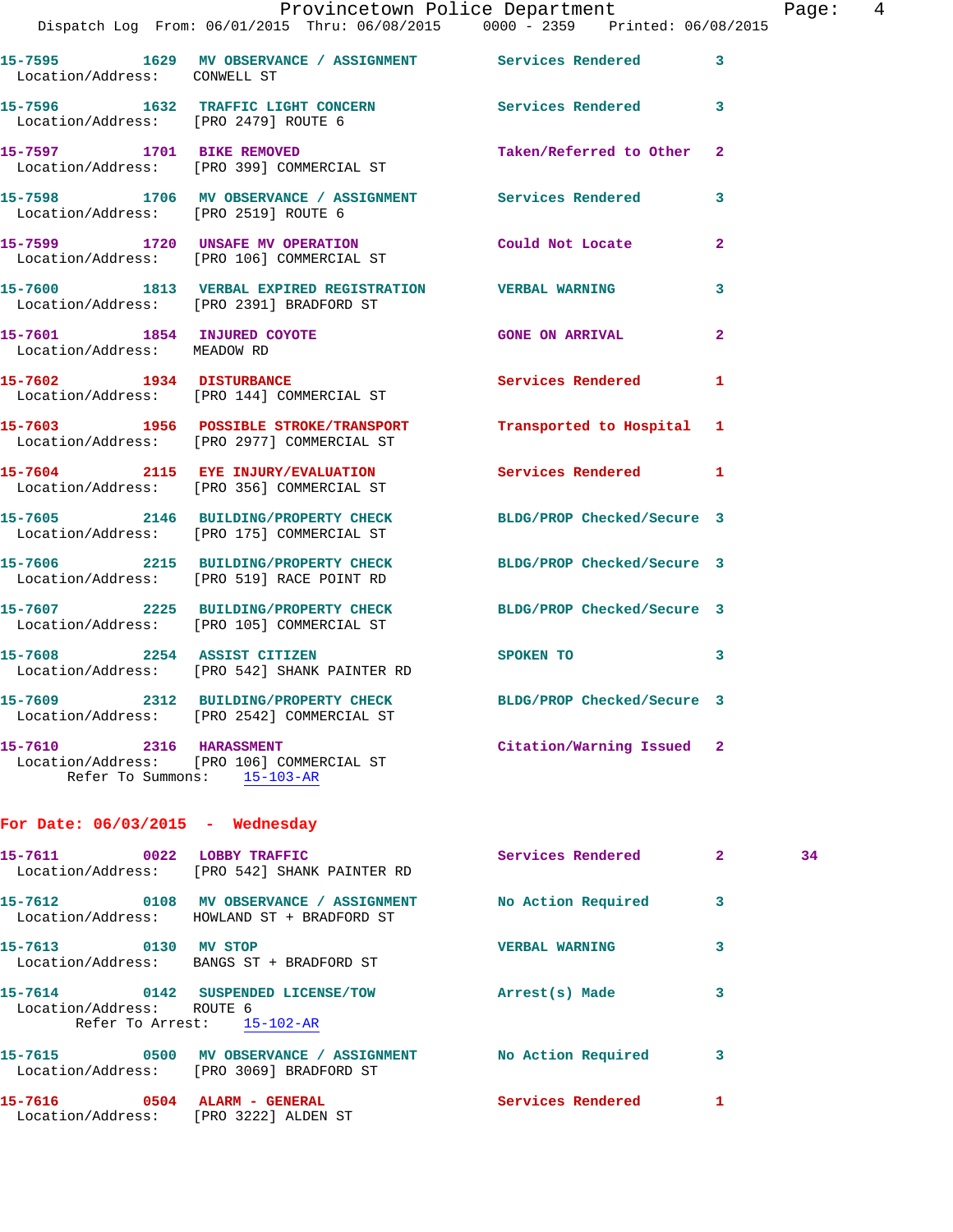15-7595 1629 MV OBSERVANCE / ASSIGNMENT Services Rendered 3
Location/Address: CONWELL ST

15-7596 1632 TRAFFIC LIGHT CONCERN Services Rendered 3
Location/Address: [PRO 2479] ROUTE 6

15-7597 1701 BIKE REMOVED Taken/Referred to Other 2
Location/Address: [PRO 399] COMMERCIAL ST

15-7598 1706 MV OBSERVANCE / ASSIGNMENT Services Rendered 3
Location/Address: [PRO 2519] ROUTE 6

15-7599 1720 UNSAFE MV OPERATION Could Not Locate 2
Location/Address: [PRO 106] COMMERCIAL ST

15-7600 1813 VERBAL EXPIRED REGISTRATION VERBAL WARNING 3
Location/Address: [PRO 2391] BRADFORD ST

15-7601 1854 INJURED COYOTE GONE ON ARRIVAL 2
Location/Address: MEADOW RD

15-7602 1934 DISTURBANCE Services Rendered 1
Location/Address: [PRO 144] COMMERCIAL ST

15-7603 1956 POSSIBLE STROKE/TRANSPORT Transported to Hospital 1
Location/Address: [PRO 2977] COMMERCIAL ST

15-7604 2115 EYE INJURY/EVALUATION Services Rendered 1
Location/Address: [PRO 356] COMMERCIAL ST

15-7605 2146 BUILDING/PROPERTY CHECK BLDG/PROP Checked/Secure 3
Location/Address: [PRO 175] COMMERCIAL ST

15-7606 2215 BUILDING/PROPERTY CHECK BLDG/PROP Checked/Secure 3
Location/Address: [PRO 519] RACE POINT RD

15-7607 2225 BUILDING/PROPERTY CHECK BLDG/PROP Checked/Secure 3
Location/Address: [PRO 105] COMMERCIAL ST

15-7608 2254 ASSIST CITIZEN SPOKEN TO 3
Location/Address: [PRO 542] SHANK PAINTER RD

15-7609 2312 BUILDING/PROPERTY CHECK BLDG/PROP Checked/Secure 3
Location/Address: [PRO 2542] COMMERCIAL ST

15-7610 2316 HARASSMENT Citation/Warning Issued 2
Location/Address: [PRO 106] COMMERCIAL ST
Refer To Summons: 15-103-AR

**For Date: 06/03/2015 - Wednesday**

15-7611 0022 LOBBY TRAFFIC Services Rendered 2 34
Location/Address: [PRO 542] SHANK PAINTER RD

15-7612 0108 MV OBSERVANCE / ASSIGNMENT No Action Required 3
Location/Address: HOWLAND ST + BRADFORD ST

15-7613 0130 MV STOP VERBAL WARNING 3
Location/Address: BANGS ST + BRADFORD ST

15-7614 0142 SUSPENDED LICENSE/TOW Arrest(s) Made 3
Location/Address: ROUTE 6
Refer To Arrest: 15-102-AR

15-7615 0500 MV OBSERVANCE / ASSIGNMENT No Action Required 3
Location/Address: [PRO 3069] BRADFORD ST

15-7616 0504 ALARM - GENERAL Services Rendered 1
Location/Address: [PRO 3222] ALDEN ST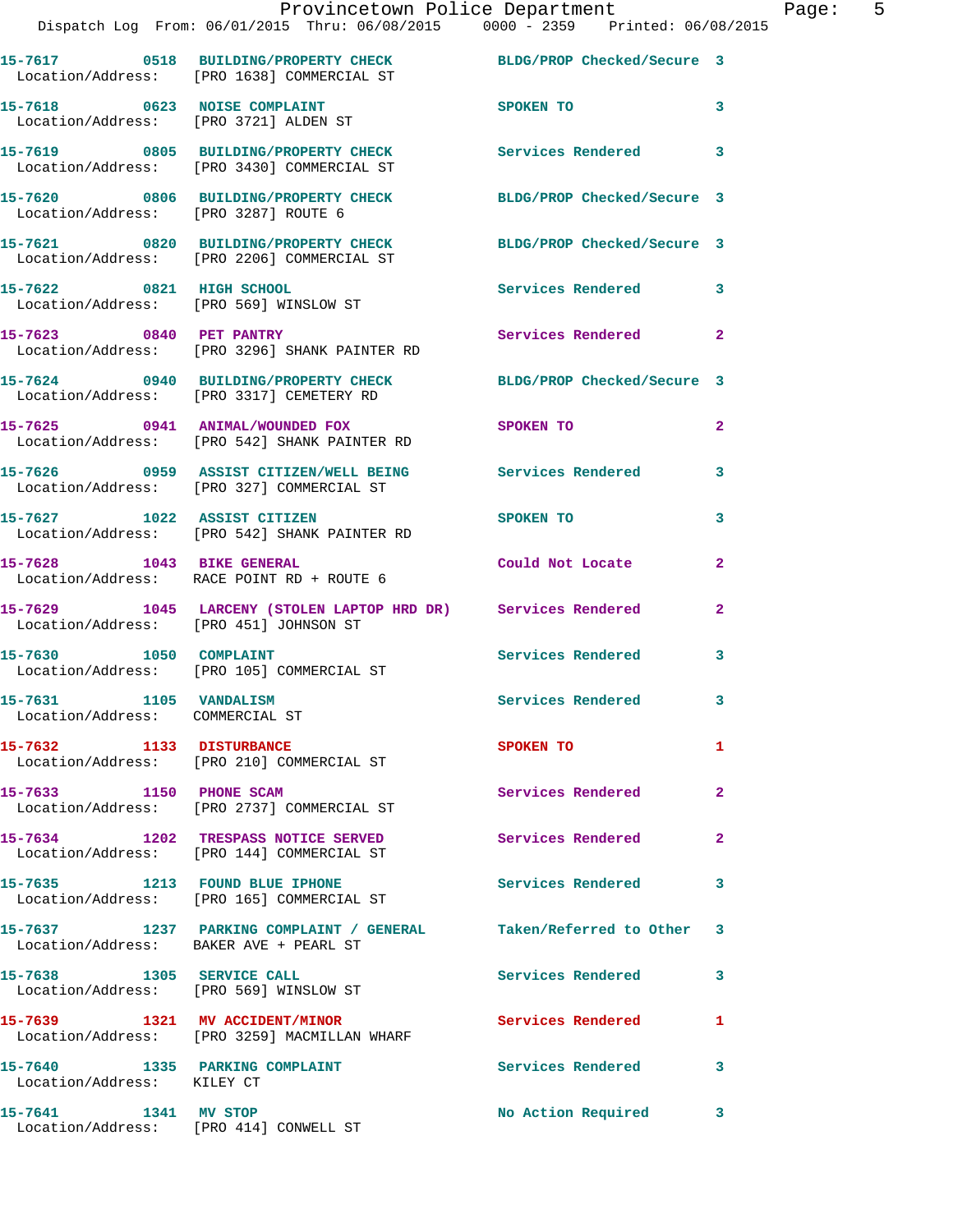15-7617 0518 BUILDING/PROPERTY CHECK BLDG/PROP Checked/Secure 3
Location/Address: [PRO 1638] COMMERCIAL ST

15-7618 0623 NOISE COMPLAINT SPOKEN TO 3
Location/Address: [PRO 3721] ALDEN ST

15-7619 0805 BUILDING/PROPERTY CHECK Services Rendered 3
Location/Address: [PRO 3430] COMMERCIAL ST

15-7620 0806 BUILDING/PROPERTY CHECK BLDG/PROP Checked/Secure 3
Location/Address: [PRO 3287] ROUTE 6

15-7621 0820 BUILDING/PROPERTY CHECK BLDG/PROP Checked/Secure 3
Location/Address: [PRO 2206] COMMERCIAL ST

15-7622 0821 HIGH SCHOOL Services Rendered 3
Location/Address: [PRO 569] WINSLOW ST

15-7623 0840 PET PANTRY Services Rendered 2
Location/Address: [PRO 3296] SHANK PAINTER RD

15-7624 0940 BUILDING/PROPERTY CHECK BLDG/PROP Checked/Secure 3
Location/Address: [PRO 3317] CEMETERY RD

15-7625 0941 ANIMAL/WOUNDED FOX SPOKEN TO 2
Location/Address: [PRO 542] SHANK PAINTER RD

15-7626 0959 ASSIST CITIZEN/WELL BEING Services Rendered 3
Location/Address: [PRO 327] COMMERCIAL ST

15-7627 1022 ASSIST CITIZEN SPOKEN TO 3
Location/Address: [PRO 542] SHANK PAINTER RD

15-7628 1043 BIKE GENERAL Could Not Locate 2
Location/Address: RACE POINT RD + ROUTE 6

15-7629 1045 LARCENY (STOLEN LAPTOP HRD DR) Services Rendered 2
Location/Address: [PRO 451] JOHNSON ST

15-7630 1050 COMPLAINT Services Rendered 3
Location/Address: [PRO 105] COMMERCIAL ST

15-7631 1105 VANDALISM Services Rendered 3
Location/Address: COMMERCIAL ST

15-7632 1133 DISTURBANCE SPOKEN TO 1
Location/Address: [PRO 210] COMMERCIAL ST

15-7633 1150 PHONE SCAM Services Rendered 2
Location/Address: [PRO 2737] COMMERCIAL ST

15-7634 1202 TRESPASS NOTICE SERVED Services Rendered 2
Location/Address: [PRO 144] COMMERCIAL ST

15-7635 1213 FOUND BLUE IPHONE Services Rendered 3
Location/Address: [PRO 165] COMMERCIAL ST

15-7637 1237 PARKING COMPLAINT / GENERAL Taken/Referred to Other 3
Location/Address: BAKER AVE + PEARL ST

15-7638 1305 SERVICE CALL Services Rendered 3
Location/Address: [PRO 569] WINSLOW ST

15-7639 1321 MV ACCIDENT/MINOR Services Rendered 1
Location/Address: [PRO 3259] MACMILLAN WHARF

15-7640 1335 PARKING COMPLAINT Services Rendered 3
Location/Address: KILEY CT

15-7641 1341 MV STOP No Action Required 3
Location/Address: [PRO 414] CONWELL ST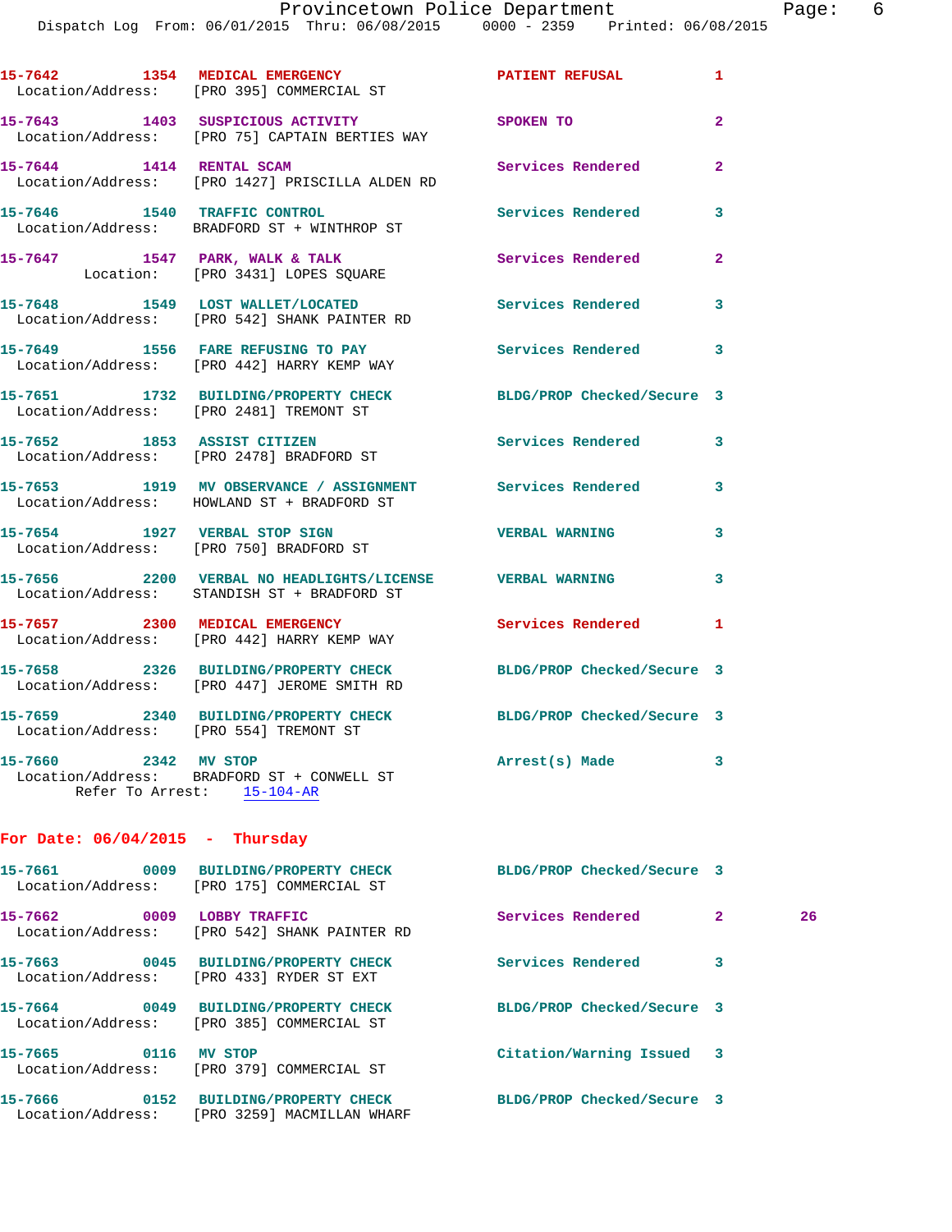15-7642 1354 MEDICAL EMERGENCY PATIENT REFUSAL 1
Location/Address: [PRO 395] COMMERCIAL ST

15-7643 1403 SUSPICIOUS ACTIVITY SPOKEN TO 2
Location/Address: [PRO 75] CAPTAIN BERTIES WAY

15-7644 1414 RENTAL SCAM Services Rendered 2
Location/Address: [PRO 1427] PRISCILLA ALDEN RD

15-7646 1540 TRAFFIC CONTROL Services Rendered 3
Location/Address: BRADFORD ST + WINTHROP ST

15-7647 1547 PARK, WALK & TALK Services Rendered 2
Location: [PRO 3431] LOPES SQUARE

15-7648 1549 LOST WALLET/LOCATED Services Rendered 3
Location/Address: [PRO 542] SHANK PAINTER RD

15-7649 1556 FARE REFUSING TO PAY Services Rendered 3
Location/Address: [PRO 442] HARRY KEMP WAY

15-7651 1732 BUILDING/PROPERTY CHECK BLDG/PROP Checked/Secure 3
Location/Address: [PRO 2481] TREMONT ST

15-7652 1853 ASSIST CITIZEN Services Rendered 3
Location/Address: [PRO 2478] BRADFORD ST

15-7653 1919 MV OBSERVANCE / ASSIGNMENT Services Rendered 3
Location/Address: HOWLAND ST + BRADFORD ST

15-7654 1927 VERBAL STOP SIGN VERBAL WARNING 3
Location/Address: [PRO 750] BRADFORD ST

15-7656 2200 VERBAL NO HEADLIGHTS/LICENSE VERBAL WARNING 3
Location/Address: STANDISH ST + BRADFORD ST

15-7657 2300 MEDICAL EMERGENCY Services Rendered 1
Location/Address: [PRO 442] HARRY KEMP WAY

15-7658 2326 BUILDING/PROPERTY CHECK BLDG/PROP Checked/Secure 3
Location/Address: [PRO 447] JEROME SMITH RD

15-7659 2340 BUILDING/PROPERTY CHECK BLDG/PROP Checked/Secure 3
Location/Address: [PRO 554] TREMONT ST

15-7660 2342 MV STOP Arrest(s) Made 3
Location/Address: BRADFORD ST + CONWELL ST
Refer To Arrest: 15-104-AR

## For Date: 06/04/2015 - Thursday

15-7661 0009 BUILDING/PROPERTY CHECK BLDG/PROP Checked/Secure 3
Location/Address: [PRO 175] COMMERCIAL ST

15-7662 0009 LOBBY TRAFFIC Services Rendered 2 26
Location/Address: [PRO 542] SHANK PAINTER RD

15-7663 0045 BUILDING/PROPERTY CHECK Services Rendered 3
Location/Address: [PRO 433] RYDER ST EXT

15-7664 0049 BUILDING/PROPERTY CHECK BLDG/PROP Checked/Secure 3
Location/Address: [PRO 385] COMMERCIAL ST

15-7665 0116 MV STOP Citation/Warning Issued 3
Location/Address: [PRO 379] COMMERCIAL ST

15-7666 0152 BUILDING/PROPERTY CHECK BLDG/PROP Checked/Secure 3
Location/Address: [PRO 3259] MACMILLAN WHARF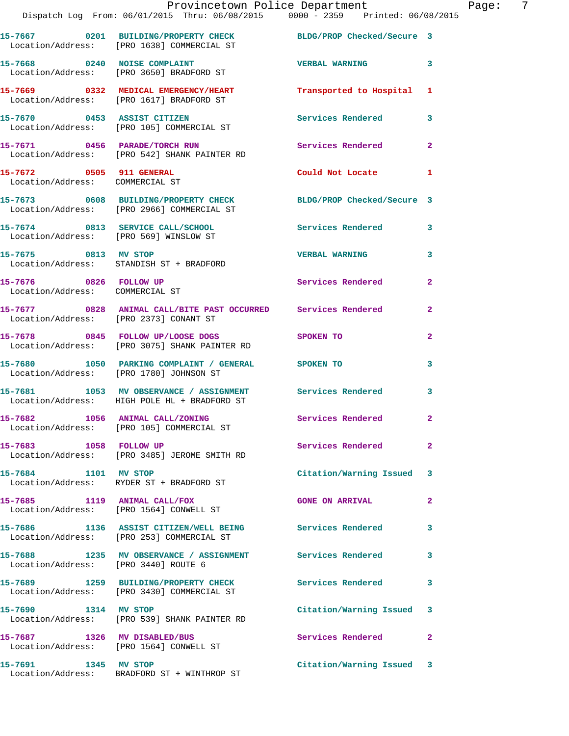| Call Number | Time | Call Reason | Action | Priority |
|---|---|---|---|---|
| 15-7667 | 0201 | BUILDING/PROPERTY CHECK | BLDG/PROP Checked/Secure | 3 |
| Location/Address: [PRO 1638] COMMERCIAL ST | | | | |
| 15-7668 | 0240 | NOISE COMPLAINT | VERBAL WARNING | 3 |
| Location/Address: [PRO 3650] BRADFORD ST | | | | |
| 15-7669 | 0332 | MEDICAL EMERGENCY/HEART | Transported to Hospital | 1 |
| Location/Address: [PRO 1617] BRADFORD ST | | | | |
| 15-7670 | 0453 | ASSIST CITIZEN | Services Rendered | 3 |
| Location/Address: [PRO 105] COMMERCIAL ST | | | | |
| 15-7671 | 0456 | PARADE/TORCH RUN | Services Rendered | 2 |
| Location/Address: [PRO 542] SHANK PAINTER RD | | | | |
| 15-7672 | 0505 | 911 GENERAL | Could Not Locate | 1 |
| Location/Address: COMMERCIAL ST | | | | |
| 15-7673 | 0608 | BUILDING/PROPERTY CHECK | BLDG/PROP Checked/Secure | 3 |
| Location/Address: [PRO 2966] COMMERCIAL ST | | | | |
| 15-7674 | 0813 | SERVICE CALL/SCHOOL | Services Rendered | 3 |
| Location/Address: [PRO 569] WINSLOW ST | | | | |
| 15-7675 | 0813 | MV STOP | VERBAL WARNING | 3 |
| Location/Address: STANDISH ST + BRADFORD | | | | |
| 15-7676 | 0826 | FOLLOW UP | Services Rendered | 2 |
| Location/Address: COMMERCIAL ST | | | | |
| 15-7677 | 0828 | ANIMAL CALL/BITE PAST OCCURRED | Services Rendered | 2 |
| Location/Address: [PRO 2373] CONANT ST | | | | |
| 15-7678 | 0845 | FOLLOW UP/LOOSE DOGS | SPOKEN TO | 2 |
| Location/Address: [PRO 3075] SHANK PAINTER RD | | | | |
| 15-7680 | 1050 | PARKING COMPLAINT / GENERAL | SPOKEN TO | 3 |
| Location/Address: [PRO 1780] JOHNSON ST | | | | |
| 15-7681 | 1053 | MV OBSERVANCE / ASSIGNMENT | Services Rendered | 3 |
| Location/Address: HIGH POLE HL + BRADFORD ST | | | | |
| 15-7682 | 1056 | ANIMAL CALL/ZONING | Services Rendered | 2 |
| Location/Address: [PRO 105] COMMERCIAL ST | | | | |
| 15-7683 | 1058 | FOLLOW UP | Services Rendered | 2 |
| Location/Address: [PRO 3485] JEROME SMITH RD | | | | |
| 15-7684 | 1101 | MV STOP | Citation/Warning Issued | 3 |
| Location/Address: RYDER ST + BRADFORD ST | | | | |
| 15-7685 | 1119 | ANIMAL CALL/FOX | GONE ON ARRIVAL | 2 |
| Location/Address: [PRO 1564] CONWELL ST | | | | |
| 15-7686 | 1136 | ASSIST CITIZEN/WELL BEING | Services Rendered | 3 |
| Location/Address: [PRO 253] COMMERCIAL ST | | | | |
| 15-7688 | 1235 | MV OBSERVANCE / ASSIGNMENT | Services Rendered | 3 |
| Location/Address: [PRO 3440] ROUTE 6 | | | | |
| 15-7689 | 1259 | BUILDING/PROPERTY CHECK | Services Rendered | 3 |
| Location/Address: [PRO 3430] COMMERCIAL ST | | | | |
| 15-7690 | 1314 | MV STOP | Citation/Warning Issued | 3 |
| Location/Address: [PRO 539] SHANK PAINTER RD | | | | |
| 15-7687 | 1326 | MV DISABLED/BUS | Services Rendered | 2 |
| Location/Address: [PRO 1564] CONWELL ST | | | | |
| 15-7691 | 1345 | MV STOP | Citation/Warning Issued | 3 |
| Location/Address: BRADFORD ST + WINTHROP ST | | | | |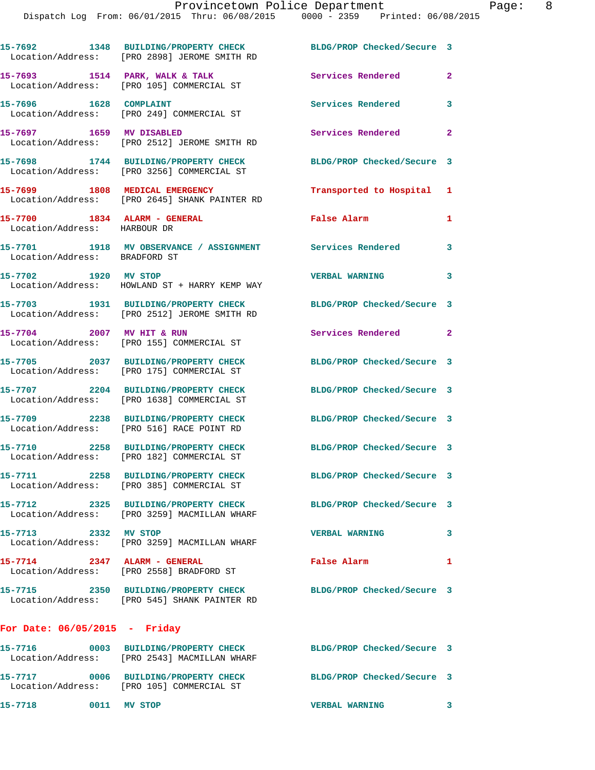15-7692 1348 BUILDING/PROPERTY CHECK BLDG/PROP Checked/Secure 3
Location/Address: [PRO 2898] JEROME SMITH RD

15-7693 1514 PARK, WALK & TALK Services Rendered 2
Location/Address: [PRO 105] COMMERCIAL ST

15-7696 1628 COMPLAINT Services Rendered 3
Location/Address: [PRO 249] COMMERCIAL ST

15-7697 1659 MV DISABLED Services Rendered 2
Location/Address: [PRO 2512] JEROME SMITH RD

15-7698 1744 BUILDING/PROPERTY CHECK BLDG/PROP Checked/Secure 3
Location/Address: [PRO 3256] COMMERCIAL ST

15-7699 1808 MEDICAL EMERGENCY Transported to Hospital 1
Location/Address: [PRO 2645] SHANK PAINTER RD

15-7700 1834 ALARM - GENERAL False Alarm 1
Location/Address: HARBOUR DR

15-7701 1918 MV OBSERVATION / ASSIGNMENT Services Rendered 3
Location/Address: BRADFORD ST

15-7702 1920 MV STOP VERBAL WARNING 3
Location/Address: HOWLAND ST + HARRY KEMP WAY

15-7703 1931 BUILDING/PROPERTY CHECK BLDG/PROP Checked/Secure 3
Location/Address: [PRO 2512] JEROME SMITH RD

15-7704 2007 MV HIT & RUN Services Rendered 2
Location/Address: [PRO 155] COMMERCIAL ST

15-7705 2037 BUILDING/PROPERTY CHECK BLDG/PROP Checked/Secure 3
Location/Address: [PRO 175] COMMERCIAL ST

15-7707 2204 BUILDING/PROPERTY CHECK BLDG/PROP Checked/Secure 3
Location/Address: [PRO 1638] COMMERCIAL ST

15-7709 2238 BUILDING/PROPERTY CHECK BLDG/PROP Checked/Secure 3
Location/Address: [PRO 516] RACE POINT RD

15-7710 2258 BUILDING/PROPERTY CHECK BLDG/PROP Checked/Secure 3
Location/Address: [PRO 182] COMMERCIAL ST

15-7711 2258 BUILDING/PROPERTY CHECK BLDG/PROP Checked/Secure 3
Location/Address: [PRO 385] COMMERCIAL ST

15-7712 2325 BUILDING/PROPERTY CHECK BLDG/PROP Checked/Secure 3
Location/Address: [PRO 3259] MACMILLAN WHARF

15-7713 2332 MV STOP VERBAL WARNING 3
Location/Address: [PRO 3259] MACMILLAN WHARF

15-7714 2347 ALARM - GENERAL False Alarm 1
Location/Address: [PRO 2558] BRADFORD ST

15-7715 2350 BUILDING/PROPERTY CHECK BLDG/PROP Checked/Secure 3
Location/Address: [PRO 545] SHANK PAINTER RD

**For Date: 06/05/2015 - Friday**

15-7716 0003 BUILDING/PROPERTY CHECK BLDG/PROP Checked/Secure 3
Location/Address: [PRO 2543] MACMILLAN WHARF

15-7717 0006 BUILDING/PROPERTY CHECK BLDG/PROP Checked/Secure 3
Location/Address: [PRO 105] COMMERCIAL ST

15-7718 0011 MV STOP VERBAL WARNING 3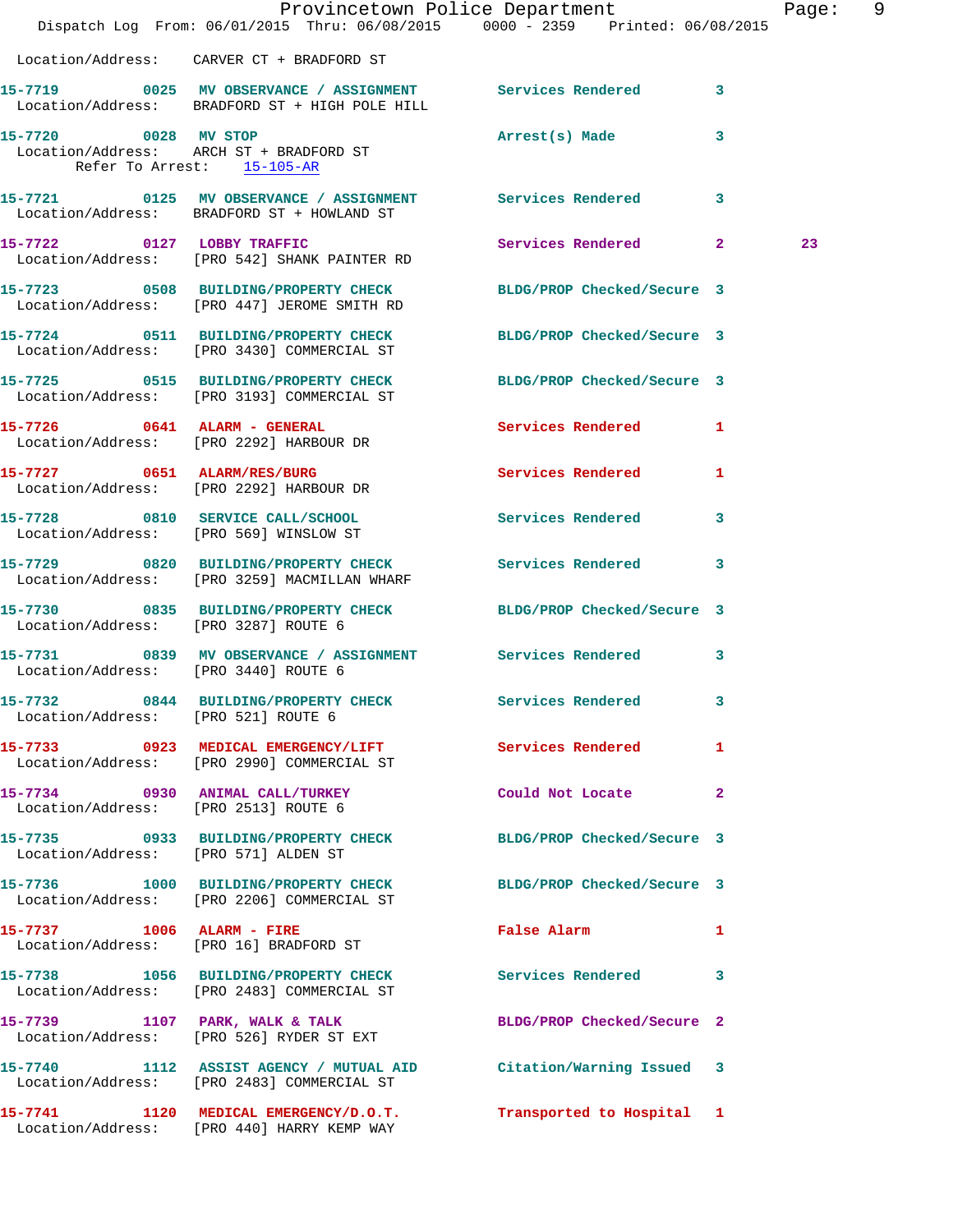Location/Address: CARVER CT + BRADFORD ST

**15-7719** 0025 **MV OBSERVANCE / ASSIGNMENT** Services Rendered 3
Location/Address: BRADFORD ST + HIGH POLE HILL

**15-7720** 0028 **MV STOP** Arrest(s) Made 3
Location/Address: ARCH ST + BRADFORD ST
Refer To Arrest: 15-105-AR

**15-7721** 0125 **MV OBSERVANCE / ASSIGNMENT** Services Rendered 3
Location/Address: BRADFORD ST + HOWLAND ST

**15-7722** 0127 **LOBBY TRAFFIC** Services Rendered 2 23
Location/Address: [PRO 542] SHANK PAINTER RD

**15-7723** 0508 **BUILDING/PROPERTY CHECK** BLDG/PROP Checked/Secure 3
Location/Address: [PRO 447] JEROME SMITH RD

**15-7724** 0511 **BUILDING/PROPERTY CHECK** BLDG/PROP Checked/Secure 3
Location/Address: [PRO 3430] COMMERCIAL ST

**15-7725** 0515 **BUILDING/PROPERTY CHECK** BLDG/PROP Checked/Secure 3
Location/Address: [PRO 3193] COMMERCIAL ST

**15-7726** 0641 **ALARM - GENERAL** Services Rendered 1
Location/Address: [PRO 2292] HARBOUR DR

**15-7727** 0651 **ALARM/RES/BURG** Services Rendered 1
Location/Address: [PRO 2292] HARBOUR DR

**15-7728** 0810 **SERVICE CALL/SCHOOL** Services Rendered 3
Location/Address: [PRO 569] WINSLOW ST

**15-7729** 0820 **BUILDING/PROPERTY CHECK** Services Rendered 3
Location/Address: [PRO 3259] MACMILLAN WHARF

**15-7730** 0835 **BUILDING/PROPERTY CHECK** BLDG/PROP Checked/Secure 3
Location/Address: [PRO 3287] ROUTE 6

**15-7731** 0839 **MV OBSERVANCE / ASSIGNMENT** Services Rendered 3
Location/Address: [PRO 3440] ROUTE 6

**15-7732** 0844 **BUILDING/PROPERTY CHECK** Services Rendered 3
Location/Address: [PRO 521] ROUTE 6

**15-7733** 0923 **MEDICAL EMERGENCY/LIFT** Services Rendered 1
Location/Address: [PRO 2990] COMMERCIAL ST

**15-7734** 0930 **ANIMAL CALL/TURKEY** Could Not Locate 2
Location/Address: [PRO 2513] ROUTE 6

**15-7735** 0933 **BUILDING/PROPERTY CHECK** BLDG/PROP Checked/Secure 3
Location/Address: [PRO 571] ALDEN ST

**15-7736** 1000 **BUILDING/PROPERTY CHECK** BLDG/PROP Checked/Secure 3
Location/Address: [PRO 2206] COMMERCIAL ST

**15-7737** 1006 **ALARM - FIRE** False Alarm 1
Location/Address: [PRO 16] BRADFORD ST

**15-7738** 1056 **BUILDING/PROPERTY CHECK** Services Rendered 3
Location/Address: [PRO 2483] COMMERCIAL ST

**15-7739** 1107 **PARK, WALK & TALK** BLDG/PROP Checked/Secure 2
Location/Address: [PRO 526] RYDER ST EXT

**15-7740** 1112 **ASSIST AGENCY / MUTUAL AID** Citation/Warning Issued 3
Location/Address: [PRO 2483] COMMERCIAL ST

**15-7741** 1120 **MEDICAL EMERGENCY/D.O.T.** Transported to Hospital 1
Location/Address: [PRO 440] HARRY KEMP WAY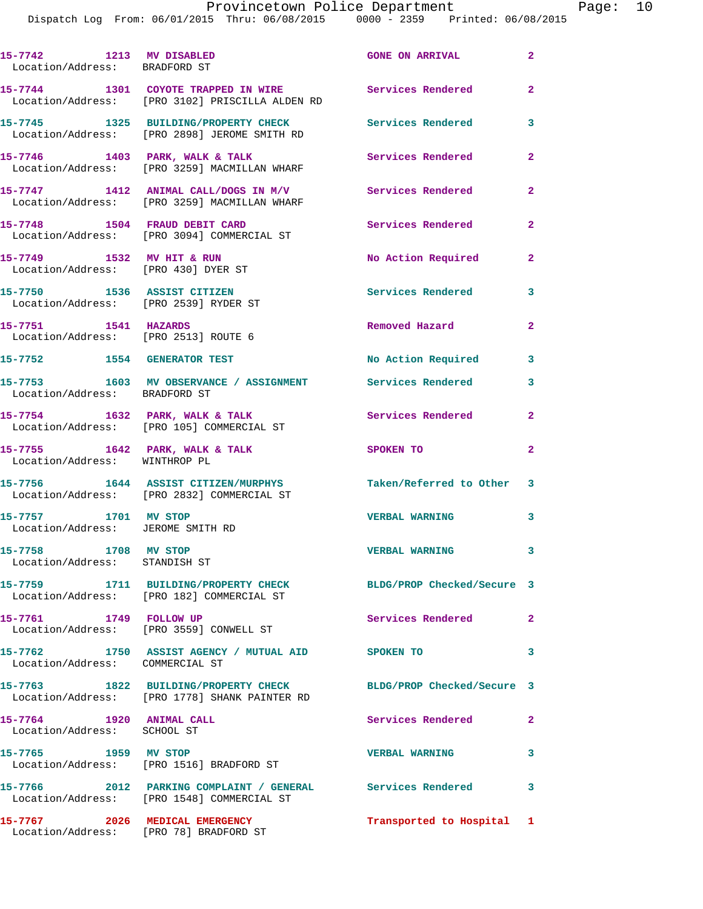| Call Number | Time | Call Reason | Action | Priority |
| --- | --- | --- | --- | --- |
| 15-7742 | 1213 | MV DISABLED | GONE ON ARRIVAL | 2 |
| Location/Address: BRADFORD ST | | | | |
| 15-7744 | 1301 | COYOTE TRAPPED IN WIRE | Services Rendered | 2 |
| Location/Address: [PRO 3102] PRISCILLA ALDEN RD | | | | |
| 15-7745 | 1325 | BUILDING/PROPERTY CHECK | Services Rendered | 3 |
| Location/Address: [PRO 2898] JEROME SMITH RD | | | | |
| 15-7746 | 1403 | PARK, WALK & TALK | Services Rendered | 2 |
| Location/Address: [PRO 3259] MACMILLAN WHARF | | | | |
| 15-7747 | 1412 | ANIMAL CALL/DOGS IN M/V | Services Rendered | 2 |
| Location/Address: [PRO 3259] MACMILLAN WHARF | | | | |
| 15-7748 | 1504 | FRAUD DEBIT CARD | Services Rendered | 2 |
| Location/Address: [PRO 3094] COMMERCIAL ST | | | | |
| 15-7749 | 1532 | MV HIT & RUN | No Action Required | 2 |
| Location/Address: [PRO 430] DYER ST | | | | |
| 15-7750 | 1536 | ASSIST CITIZEN | Services Rendered | 3 |
| Location/Address: [PRO 2539] RYDER ST | | | | |
| 15-7751 | 1541 | HAZARDS | Removed Hazard | 2 |
| Location/Address: [PRO 2513] ROUTE 6 | | | | |
| 15-7752 | 1554 | GENERATOR TEST | No Action Required | 3 |
| 15-7753 | 1603 | MV OBSERVANCE / ASSIGNMENT | Services Rendered | 3 |
| Location/Address: BRADFORD ST | | | | |
| 15-7754 | 1632 | PARK, WALK & TALK | Services Rendered | 2 |
| Location/Address: [PRO 105] COMMERCIAL ST | | | | |
| 15-7755 | 1642 | PARK, WALK & TALK | SPOKEN TO | 2 |
| Location/Address: WINTHROP PL | | | | |
| 15-7756 | 1644 | ASSIST CITIZEN/MURPHYS | Taken/Referred to Other | 3 |
| Location/Address: [PRO 2832] COMMERCIAL ST | | | | |
| 15-7757 | 1701 | MV STOP | VERBAL WARNING | 3 |
| Location/Address: JEROME SMITH RD | | | | |
| 15-7758 | 1708 | MV STOP | VERBAL WARNING | 3 |
| Location/Address: STANDISH ST | | | | |
| 15-7759 | 1711 | BUILDING/PROPERTY CHECK | BLDG/PROP Checked/Secure | 3 |
| Location/Address: [PRO 182] COMMERCIAL ST | | | | |
| 15-7761 | 1749 | FOLLOW UP | Services Rendered | 2 |
| Location/Address: [PRO 3559] CONWELL ST | | | | |
| 15-7762 | 1750 | ASSIST AGENCY / MUTUAL AID | SPOKEN TO | 3 |
| Location/Address: COMMERCIAL ST | | | | |
| 15-7763 | 1822 | BUILDING/PROPERTY CHECK | BLDG/PROP Checked/Secure | 3 |
| Location/Address: [PRO 1778] SHANK PAINTER RD | | | | |
| 15-7764 | 1920 | ANIMAL CALL | Services Rendered | 2 |
| Location/Address: SCHOOL ST | | | | |
| 15-7765 | 1959 | MV STOP | VERBAL WARNING | 3 |
| Location/Address: [PRO 1516] BRADFORD ST | | | | |
| 15-7766 | 2012 | PARKING COMPLAINT / GENERAL | Services Rendered | 3 |
| Location/Address: [PRO 1548] COMMERCIAL ST | | | | |
| 15-7767 | 2026 | MEDICAL EMERGENCY | Transported to Hospital | 1 |
| Location/Address: [PRO 78] BRADFORD ST | | | | |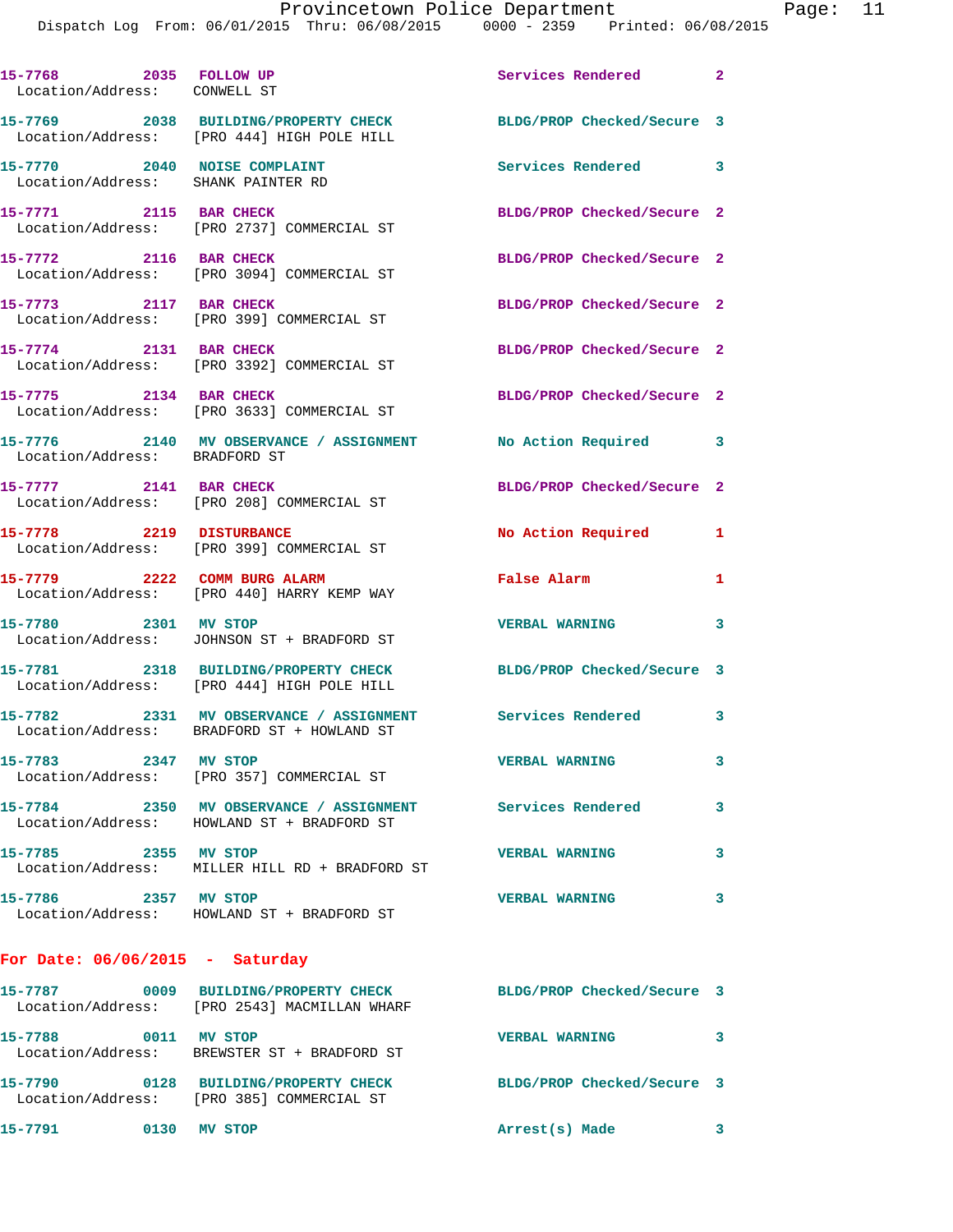15-7768 2035 FOLLOW UP Services Rendered 2
Location/Address: CONWELL ST

15-7769 2038 BUILDING/PROPERTY CHECK BLDG/PROP Checked/Secure 3
Location/Address: [PRO 444] HIGH POLE HILL

15-7770 2040 NOISE COMPLAINT Services Rendered 3
Location/Address: SHANK PAINTER RD

15-7771 2115 BAR CHECK BLDG/PROP Checked/Secure 2
Location/Address: [PRO 2737] COMMERCIAL ST

15-7772 2116 BAR CHECK BLDG/PROP Checked/Secure 2
Location/Address: [PRO 3094] COMMERCIAL ST

15-7773 2117 BAR CHECK BLDG/PROP Checked/Secure 2
Location/Address: [PRO 399] COMMERCIAL ST

15-7774 2131 BAR CHECK BLDG/PROP Checked/Secure 2
Location/Address: [PRO 3392] COMMERCIAL ST

15-7775 2134 BAR CHECK BLDG/PROP Checked/Secure 2
Location/Address: [PRO 3633] COMMERCIAL ST

15-7776 2140 MV OBSERVANCE / ASSIGNMENT No Action Required 3
Location/Address: BRADFORD ST

15-7777 2141 BAR CHECK BLDG/PROP Checked/Secure 2
Location/Address: [PRO 208] COMMERCIAL ST

15-7778 2219 DISTURBANCE No Action Required 1
Location/Address: [PRO 399] COMMERCIAL ST

15-7779 2222 COMM BURG ALARM False Alarm 1
Location/Address: [PRO 440] HARRY KEMP WAY

15-7780 2301 MV STOP VERBAL WARNING 3
Location/Address: JOHNSON ST + BRADFORD ST

15-7781 2318 BUILDING/PROPERTY CHECK BLDG/PROP Checked/Secure 3
Location/Address: [PRO 444] HIGH POLE HILL

15-7782 2331 MV OBSERVANCE / ASSIGNMENT Services Rendered 3
Location/Address: BRADFORD ST + HOWLAND ST

15-7783 2347 MV STOP VERBAL WARNING 3
Location/Address: [PRO 357] COMMERCIAL ST

15-7784 2350 MV OBSERVANCE / ASSIGNMENT Services Rendered 3
Location/Address: HOWLAND ST + BRADFORD ST

15-7785 2355 MV STOP VERBAL WARNING 3
Location/Address: MILLER HILL RD + BRADFORD ST

15-7786 2357 MV STOP VERBAL WARNING 3
Location/Address: HOWLAND ST + BRADFORD ST

**For Date: 06/06/2015 - Saturday**

15-7787 0009 BUILDING/PROPERTY CHECK BLDG/PROP Checked/Secure 3
Location/Address: [PRO 2543] MACMILLAN WHARF

15-7788 0011 MV STOP VERBAL WARNING 3
Location/Address: BREWSTER ST + BRADFORD ST

15-7790 0128 BUILDING/PROPERTY CHECK BLDG/PROP Checked/Secure 3
Location/Address: [PRO 385] COMMERCIAL ST

15-7791 0130 MV STOP Arrest(s) Made 3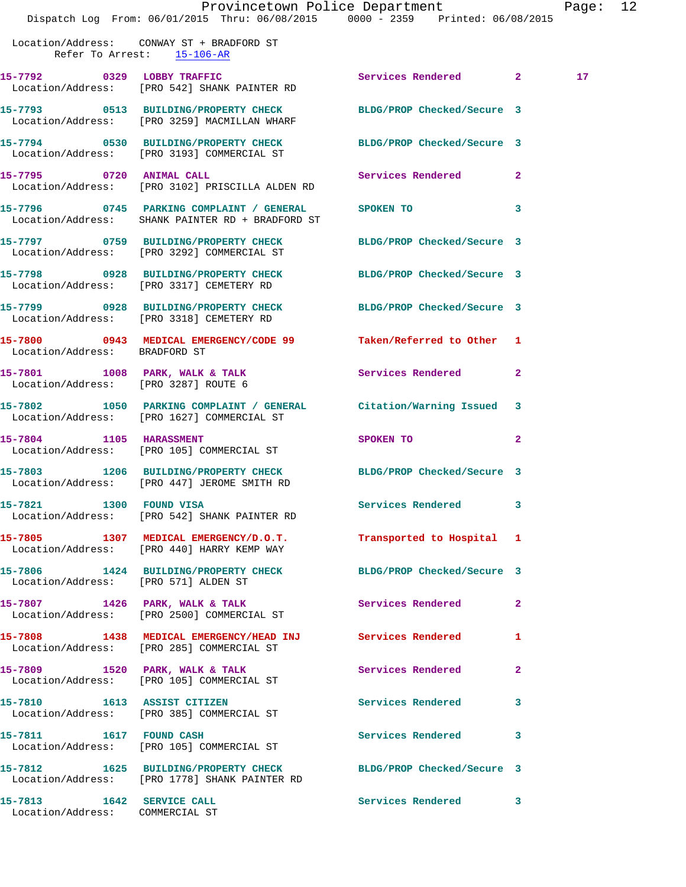Location/Address: CONWAY ST + BRADFORD ST
Refer To Arrest: 15-106-AR

15-7792 0329 LOBBY TRAFFIC Services Rendered 2 17
Location/Address: [PRO 542] SHANK PAINTER RD

15-7793 0513 BUILDING/PROPERTY CHECK BLDG/PROP Checked/Secure 3
Location/Address: [PRO 3259] MACMILLAN WHARF

15-7794 0530 BUILDING/PROPERTY CHECK BLDG/PROP Checked/Secure 3
Location/Address: [PRO 3193] COMMERCIAL ST

15-7795 0720 ANIMAL CALL Services Rendered 2
Location/Address: [PRO 3102] PRISCILLA ALDEN RD

15-7796 0745 PARKING COMPLAINT / GENERAL SPOKEN TO 3
Location/Address: SHANK PAINTER RD + BRADFORD ST

15-7797 0759 BUILDING/PROPERTY CHECK BLDG/PROP Checked/Secure 3
Location/Address: [PRO 3292] COMMERCIAL ST

15-7798 0928 BUILDING/PROPERTY CHECK BLDG/PROP Checked/Secure 3
Location/Address: [PRO 3317] CEMETERY RD

15-7799 0928 BUILDING/PROPERTY CHECK BLDG/PROP Checked/Secure 3
Location/Address: [PRO 3318] CEMETERY RD

15-7800 0943 MEDICAL EMERGENCY/CODE 99 Taken/Referred to Other 1
Location/Address: BRADFORD ST

15-7801 1008 PARK, WALK & TALK Services Rendered 2
Location/Address: [PRO 3287] ROUTE 6

15-7802 1050 PARKING COMPLAINT / GENERAL Citation/Warning Issued 3
Location/Address: [PRO 1627] COMMERCIAL ST

15-7804 1105 HARASSMENT SPOKEN TO 2
Location/Address: [PRO 105] COMMERCIAL ST

15-7803 1206 BUILDING/PROPERTY CHECK BLDG/PROP Checked/Secure 3
Location/Address: [PRO 447] JEROME SMITH RD

15-7821 1300 FOUND VISA Services Rendered 3
Location/Address: [PRO 542] SHANK PAINTER RD

15-7805 1307 MEDICAL EMERGENCY/D.O.T. Transported to Hospital 1
Location/Address: [PRO 440] HARRY KEMP WAY

15-7806 1424 BUILDING/PROPERTY CHECK BLDG/PROP Checked/Secure 3
Location/Address: [PRO 571] ALDEN ST

15-7807 1426 PARK, WALK & TALK Services Rendered 2
Location/Address: [PRO 2500] COMMERCIAL ST

15-7808 1438 MEDICAL EMERGENCY/HEAD INJ Services Rendered 1
Location/Address: [PRO 285] COMMERCIAL ST

15-7809 1520 PARK, WALK & TALK Services Rendered 2
Location/Address: [PRO 105] COMMERCIAL ST

15-7810 1613 ASSIST CITIZEN Services Rendered 3
Location/Address: [PRO 385] COMMERCIAL ST

15-7811 1617 FOUND CASH Services Rendered 3
Location/Address: [PRO 105] COMMERCIAL ST

15-7812 1625 BUILDING/PROPERTY CHECK BLDG/PROP Checked/Secure 3
Location/Address: [PRO 1778] SHANK PAINTER RD

15-7813 1642 SERVICE CALL Services Rendered 3
Location/Address: COMMERCIAL ST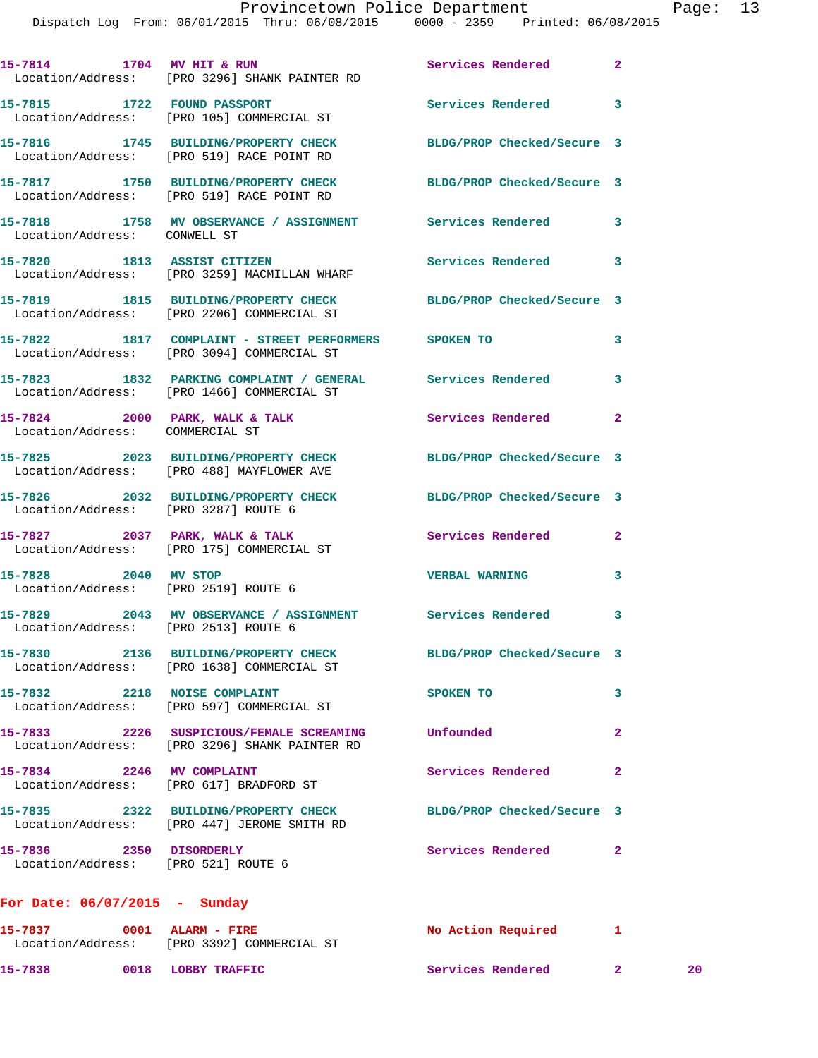15-7814 1704 MV HIT & RUN Services Rendered 2
Location/Address: [PRO 3296] SHANK PAINTER RD

15-7815 1722 FOUND PASSPORT Services Rendered 3
Location/Address: [PRO 105] COMMERCIAL ST

15-7816 1745 BUILDING/PROPERTY CHECK BLDG/PROP Checked/Secure 3
Location/Address: [PRO 519] RACE POINT RD

15-7817 1750 BUILDING/PROPERTY CHECK BLDG/PROP Checked/Secure 3
Location/Address: [PRO 519] RACE POINT RD

15-7818 1758 MV OBSERVANCE / ASSIGNMENT Services Rendered 3
Location/Address: CONWELL ST

15-7820 1813 ASSIST CITIZEN Services Rendered 3
Location/Address: [PRO 3259] MACMILLAN WHARF

15-7819 1815 BUILDING/PROPERTY CHECK BLDG/PROP Checked/Secure 3
Location/Address: [PRO 2206] COMMERCIAL ST

15-7822 1817 COMPLAINT - STREET PERFORMERS SPOKEN TO 3
Location/Address: [PRO 3094] COMMERCIAL ST

15-7823 1832 PARKING COMPLAINT / GENERAL Services Rendered 3
Location/Address: [PRO 1466] COMMERCIAL ST

15-7824 2000 PARK, WALK & TALK Services Rendered 2
Location/Address: COMMERCIAL ST

15-7825 2023 BUILDING/PROPERTY CHECK BLDG/PROP Checked/Secure 3
Location/Address: [PRO 488] MAYFLOWER AVE

15-7826 2032 BUILDING/PROPERTY CHECK BLDG/PROP Checked/Secure 3
Location/Address: [PRO 3287] ROUTE 6

15-7827 2037 PARK, WALK & TALK Services Rendered 2
Location/Address: [PRO 175] COMMERCIAL ST

15-7828 2040 MV STOP VERBAL WARNING 3
Location/Address: [PRO 2519] ROUTE 6

15-7829 2043 MV OBSERVANCE / ASSIGNMENT Services Rendered 3
Location/Address: [PRO 2513] ROUTE 6

15-7830 2136 BUILDING/PROPERTY CHECK BLDG/PROP Checked/Secure 3
Location/Address: [PRO 1638] COMMERCIAL ST

15-7832 2218 NOISE COMPLAINT SPOKEN TO 3
Location/Address: [PRO 597] COMMERCIAL ST

15-7833 2226 SUSPICIOUS/FEMALE SCREAMING Unfounded 2
Location/Address: [PRO 3296] SHANK PAINTER RD

15-7834 2246 MV COMPLAINT Services Rendered 2
Location/Address: [PRO 617] BRADFORD ST

15-7835 2322 BUILDING/PROPERTY CHECK BLDG/PROP Checked/Secure 3
Location/Address: [PRO 447] JEROME SMITH RD

15-7836 2350 DISORDERLY Services Rendered 2
Location/Address: [PRO 521] ROUTE 6

**For Date: 06/07/2015 - Sunday**

15-7837 0001 ALARM - FIRE No Action Required 1
Location/Address: [PRO 3392] COMMERCIAL ST

15-7838 0018 LOBBY TRAFFIC Services Rendered 2 20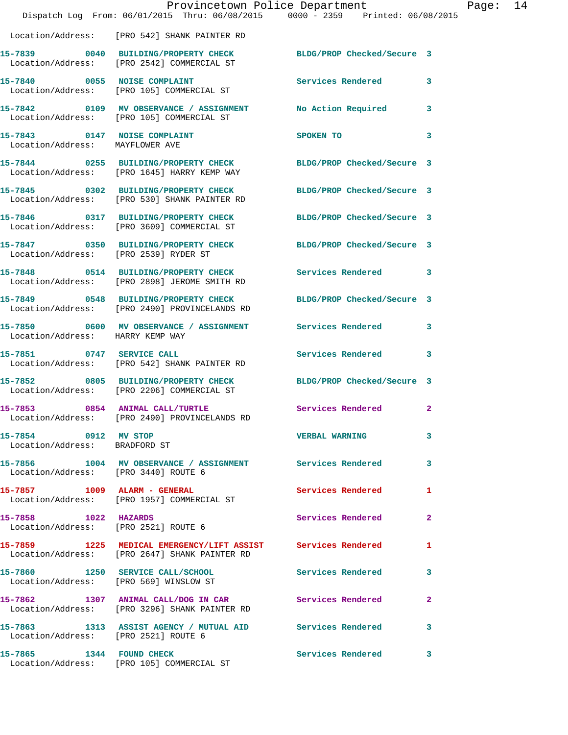Location/Address: [PRO 542] SHANK PAINTER RD

15-7839 0040 BUILDING/PROPERTY CHECK BLDG/PROP Checked/Secure 3
Location/Address: [PRO 2542] COMMERCIAL ST

15-7840 0055 NOISE COMPLAINT Services Rendered 3
Location/Address: [PRO 105] COMMERCIAL ST

15-7842 0109 MV OBSERVANCE / ASSIGNMENT No Action Required 3
Location/Address: [PRO 105] COMMERCIAL ST

15-7843 0147 NOISE COMPLAINT SPOKEN TO 3
Location/Address: MAYFLOWER AVE

15-7844 0255 BUILDING/PROPERTY CHECK BLDG/PROP Checked/Secure 3
Location/Address: [PRO 1645] HARRY KEMP WAY

15-7845 0302 BUILDING/PROPERTY CHECK BLDG/PROP Checked/Secure 3
Location/Address: [PRO 530] SHANK PAINTER RD

15-7846 0317 BUILDING/PROPERTY CHECK BLDG/PROP Checked/Secure 3
Location/Address: [PRO 3609] COMMERCIAL ST

15-7847 0350 BUILDING/PROPERTY CHECK BLDG/PROP Checked/Secure 3
Location/Address: [PRO 2539] RYDER ST

15-7848 0514 BUILDING/PROPERTY CHECK Services Rendered 3
Location/Address: [PRO 2898] JEROME SMITH RD

15-7849 0548 BUILDING/PROPERTY CHECK BLDG/PROP Checked/Secure 3
Location/Address: [PRO 2490] PROVINCELANDS RD

15-7850 0600 MV OBSERVANCE / ASSIGNMENT Services Rendered 3
Location/Address: HARRY KEMP WAY

15-7851 0747 SERVICE CALL Services Rendered 3
Location/Address: [PRO 542] SHANK PAINTER RD

15-7852 0805 BUILDING/PROPERTY CHECK BLDG/PROP Checked/Secure 3
Location/Address: [PRO 2206] COMMERCIAL ST

15-7853 0854 ANIMAL CALL/TURTLE Services Rendered 2
Location/Address: [PRO 2490] PROVINCELANDS RD

15-7854 0912 MV STOP VERBAL WARNING 3
Location/Address: BRADFORD ST

15-7856 1004 MV OBSERVANCE / ASSIGNMENT Services Rendered 3
Location/Address: [PRO 3440] ROUTE 6

15-7857 1009 ALARM - GENERAL Services Rendered 1
Location/Address: [PRO 1957] COMMERCIAL ST

15-7858 1022 HAZARDS Services Rendered 2
Location/Address: [PRO 2521] ROUTE 6

15-7859 1225 MEDICAL EMERGENCY/LIFT ASSIST Services Rendered 1
Location/Address: [PRO 2647] SHANK PAINTER RD

15-7860 1250 SERVICE CALL/SCHOOL Services Rendered 3
Location/Address: [PRO 569] WINSLOW ST

15-7862 1307 ANIMAL CALL/DOG IN CAR Services Rendered 2
Location/Address: [PRO 3296] SHANK PAINTER RD

15-7863 1313 ASSIST AGENCY / MUTUAL AID Services Rendered 3
Location/Address: [PRO 2521] ROUTE 6

15-7865 1344 FOUND CHECK Services Rendered 3
Location/Address: [PRO 105] COMMERCIAL ST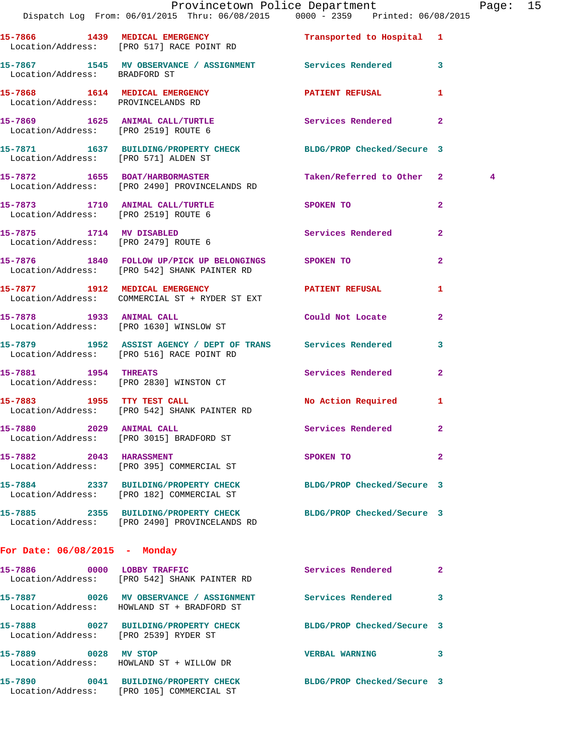15-7866 1439 MEDICAL EMERGENCY Transported to Hospital 1
Location/Address: [PRO 517] RACE POINT RD

15-7867 1545 MV OBSERVANCE / ASSIGNMENT Services Rendered 3
Location/Address: BRADFORD ST

15-7868 1614 MEDICAL EMERGENCY PATIENT REFUSAL 1
Location/Address: PROVINCELANDS RD

15-7869 1625 ANIMAL CALL/TURTLE Services Rendered 2
Location/Address: [PRO 2519] ROUTE 6

15-7871 1637 BUILDING/PROPERTY CHECK BLDG/PROP Checked/Secure 3
Location/Address: [PRO 571] ALDEN ST

15-7872 1655 BOAT/HARBORMASTER Taken/Referred to Other 2 4
Location/Address: [PRO 2490] PROVINCELANDS RD

15-7873 1710 ANIMAL CALL/TURTLE SPOKEN TO 2
Location/Address: [PRO 2519] ROUTE 6

15-7875 1714 MV DISABLED Services Rendered 2
Location/Address: [PRO 2479] ROUTE 6

15-7876 1840 FOLLOW UP/PICK UP BELONGINGS SPOKEN TO 2
Location/Address: [PRO 542] SHANK PAINTER RD

15-7877 1912 MEDICAL EMERGENCY PATIENT REFUSAL 1
Location/Address: COMMERCIAL ST + RYDER ST EXT

15-7878 1933 ANIMAL CALL Could Not Locate 2
Location/Address: [PRO 1630] WINSLOW ST

15-7879 1952 ASSIST AGENCY / DEPT OF TRANS Services Rendered 3
Location/Address: [PRO 516] RACE POINT RD

15-7881 1954 THREATS Services Rendered 2
Location/Address: [PRO 2830] WINSTON CT

15-7883 1955 TTY TEST CALL No Action Required 1
Location/Address: [PRO 542] SHANK PAINTER RD

15-7880 2029 ANIMAL CALL Services Rendered 2
Location/Address: [PRO 3015] BRADFORD ST

15-7882 2043 HARASSMENT SPOKEN TO 2
Location/Address: [PRO 395] COMMERCIAL ST

15-7884 2337 BUILDING/PROPERTY CHECK BLDG/PROP Checked/Secure 3
Location/Address: [PRO 182] COMMERCIAL ST

15-7885 2355 BUILDING/PROPERTY CHECK BLDG/PROP Checked/Secure 3
Location/Address: [PRO 2490] PROVINCELANDS RD

## For Date: 06/08/2015 - Monday

15-7886 0000 LOBBY TRAFFIC Services Rendered 2
Location/Address: [PRO 542] SHANK PAINTER RD

15-7887 0026 MV OBSERVANCE / ASSIGNMENT Services Rendered 3
Location/Address: HOWLAND ST + BRADFORD ST

15-7888 0027 BUILDING/PROPERTY CHECK BLDG/PROP Checked/Secure 3
Location/Address: [PRO 2539] RYDER ST

15-7889 0028 MV STOP VERBAL WARNING 3
Location/Address: HOWLAND ST + WILLOW DR

15-7890 0041 BUILDING/PROPERTY CHECK BLDG/PROP Checked/Secure 3
Location/Address: [PRO 105] COMMERCIAL ST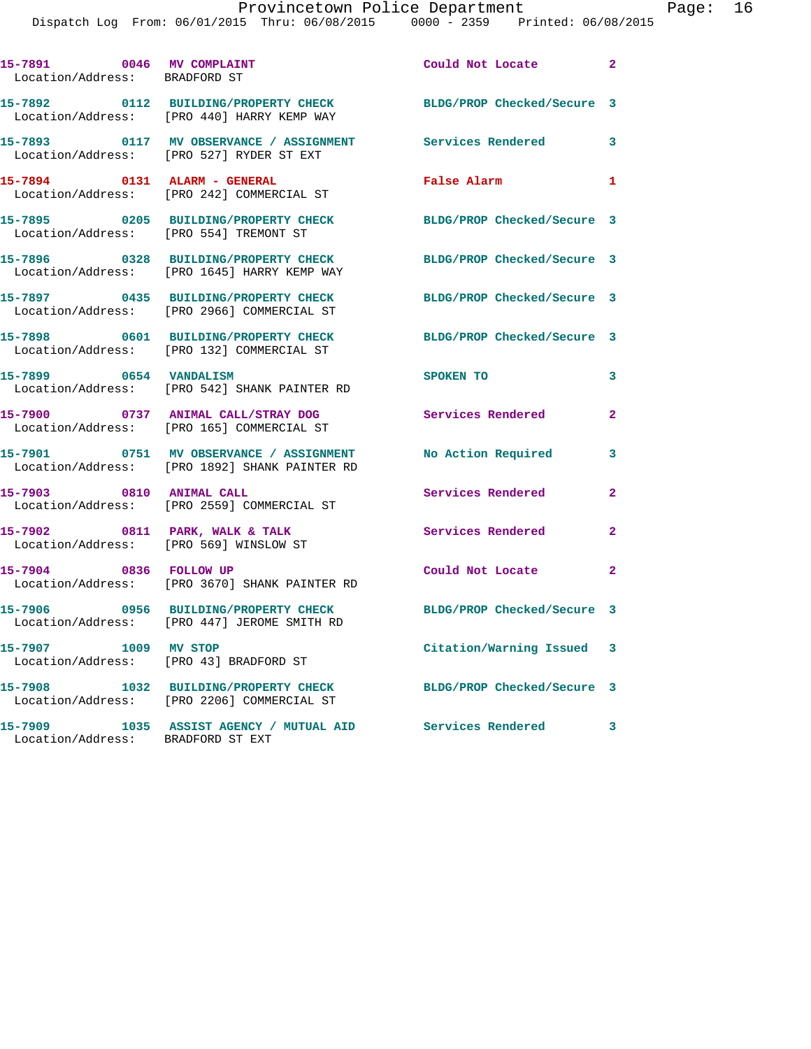15-7891 0046 MV COMPLAINT Could Not Locate 2
Location/Address: BRADFORD ST

15-7892 0112 BUILDING/PROPERTY CHECK BLDG/PROP Checked/Secure 3
Location/Address: [PRO 440] HARRY KEMP WAY

15-7893 0117 MV OBSERVANCE / ASSIGNMENT Services Rendered 3
Location/Address: [PRO 527] RYDER ST EXT

15-7894 0131 ALARM - GENERAL False Alarm 1
Location/Address: [PRO 242] COMMERCIAL ST

15-7895 0205 BUILDING/PROPERTY CHECK BLDG/PROP Checked/Secure 3
Location/Address: [PRO 554] TREMONT ST

15-7896 0328 BUILDING/PROPERTY CHECK BLDG/PROP Checked/Secure 3
Location/Address: [PRO 1645] HARRY KEMP WAY

15-7897 0435 BUILDING/PROPERTY CHECK BLDG/PROP Checked/Secure 3
Location/Address: [PRO 2966] COMMERCIAL ST

15-7898 0601 BUILDING/PROPERTY CHECK BLDG/PROP Checked/Secure 3
Location/Address: [PRO 132] COMMERCIAL ST

15-7899 0654 VANDALISM SPOKEN TO 3
Location/Address: [PRO 542] SHANK PAINTER RD

15-7900 0737 ANIMAL CALL/STRAY DOG Services Rendered 2
Location/Address: [PRO 165] COMMERCIAL ST

15-7901 0751 MV OBSERVANCE / ASSIGNMENT No Action Required 3
Location/Address: [PRO 1892] SHANK PAINTER RD

15-7903 0810 ANIMAL CALL Services Rendered 2
Location/Address: [PRO 2559] COMMERCIAL ST

15-7902 0811 PARK, WALK & TALK Services Rendered 2
Location/Address: [PRO 569] WINSLOW ST

15-7904 0836 FOLLOW UP Could Not Locate 2
Location/Address: [PRO 3670] SHANK PAINTER RD

15-7906 0956 BUILDING/PROPERTY CHECK BLDG/PROP Checked/Secure 3
Location/Address: [PRO 447] JEROME SMITH RD

15-7907 1009 MV STOP Citation/Warning Issued 3
Location/Address: [PRO 43] BRADFORD ST

15-7908 1032 BUILDING/PROPERTY CHECK BLDG/PROP Checked/Secure 3
Location/Address: [PRO 2206] COMMERCIAL ST

15-7909 1035 ASSIST AGENCY / MUTUAL AID Services Rendered 3
Location/Address: BRADFORD ST EXT